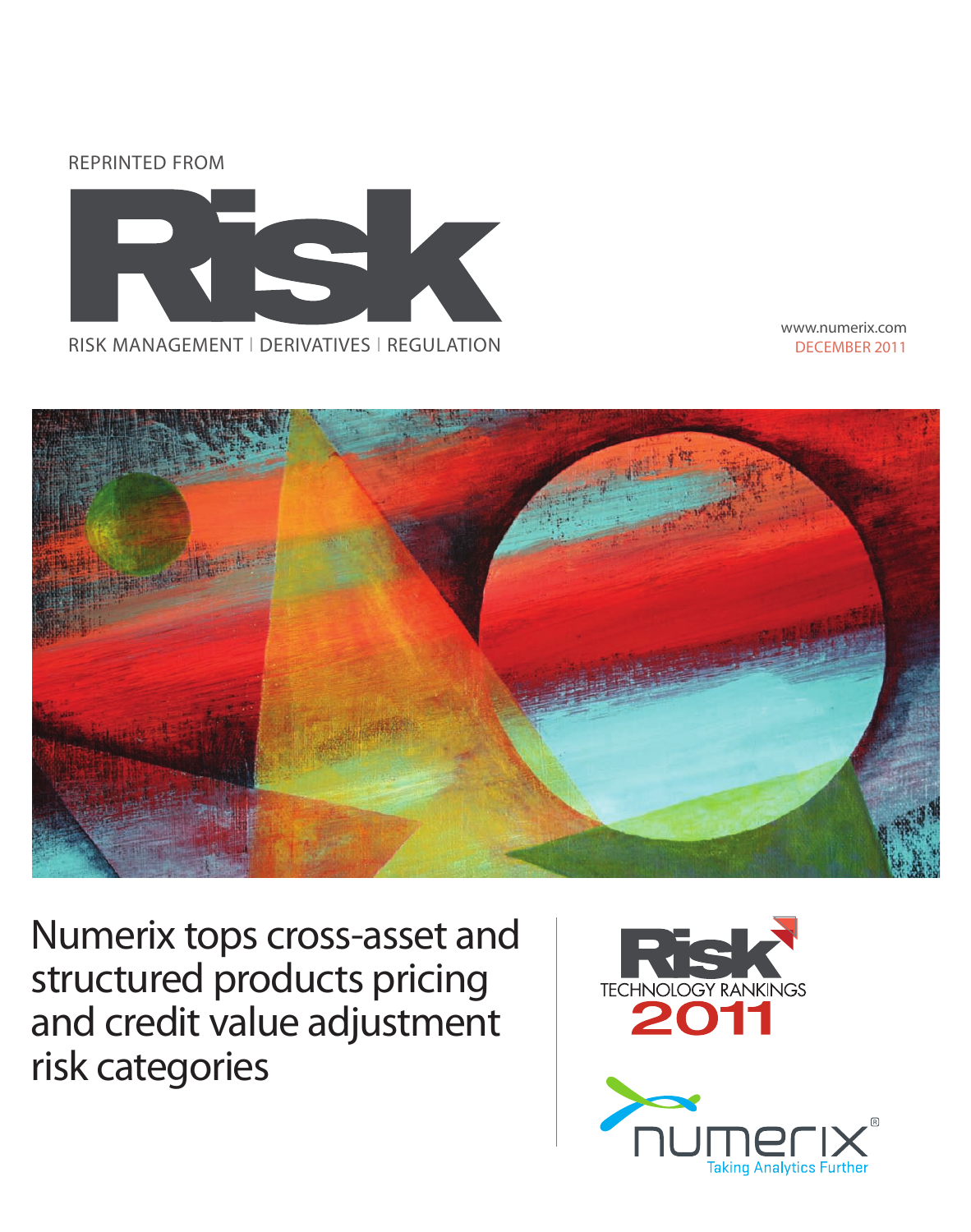REPRINTED FROM

# Risk

RISK MANAGEMENT | DERIVATIVES | REGULATION

www.numerix.com
DECEMBER 2011

# Numerix tops cross-asset and structured products pricing and credit value adjustment risk categories

Risk TECHNOLOGY RANKINGS 2011

numerix
Taking Analytics Further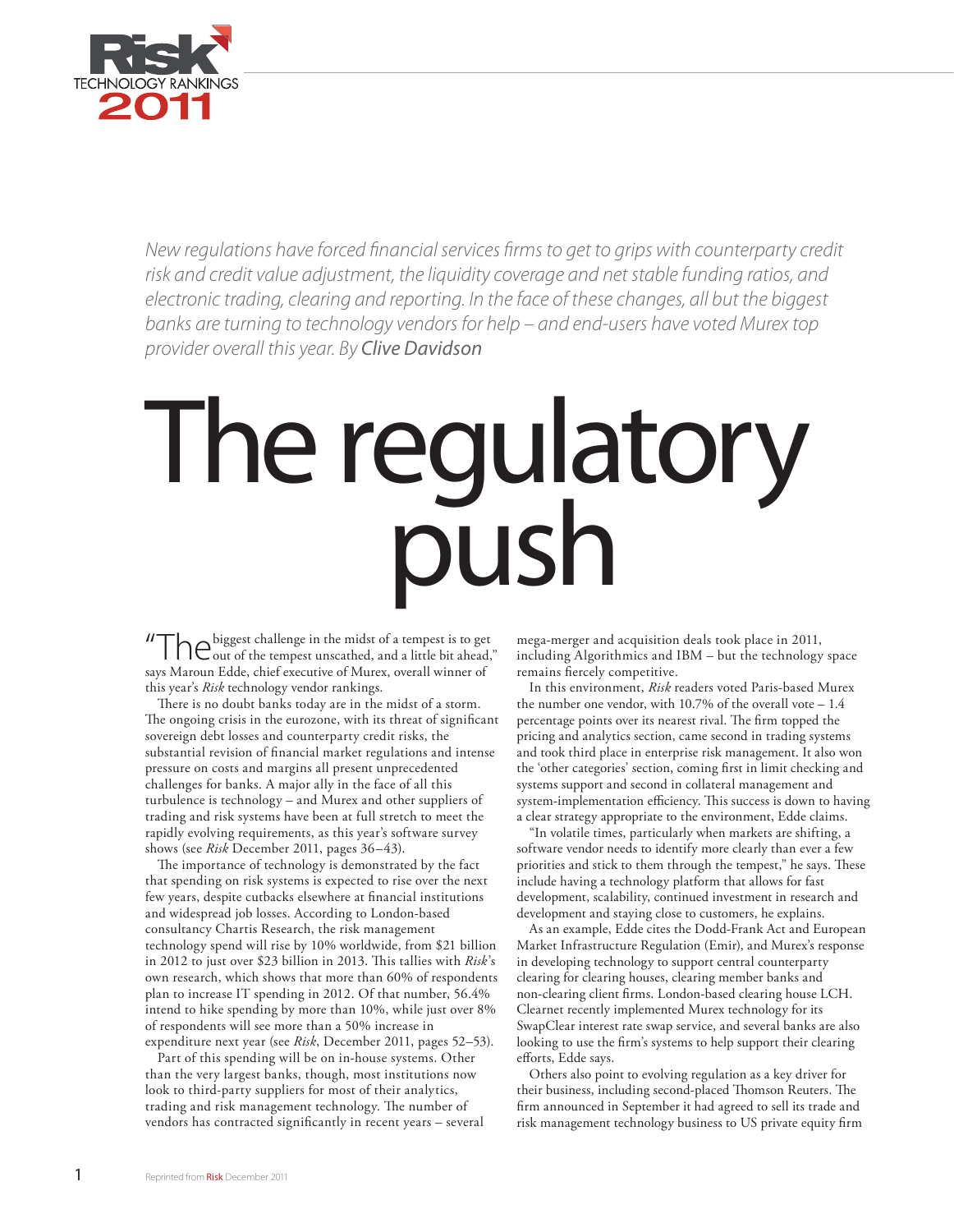# The regulatory push

*New regulations have forced financial services firms to get to grips with counterparty credit risk and credit value adjustment, the liquidity coverage and net stable funding ratios, and electronic trading, clearing and reporting. In the face of these changes, all but the biggest banks are turning to technology vendors for help – and end-users have voted Murex top provider overall this year. By* ***Clive Davidson***

"The biggest challenge in the midst of a tempest is to get out of the tempest unscathed, and a little bit ahead," says Maroun Edde, chief executive of Murex, overall winner of this year's *Risk* technology vendor rankings.

There is no doubt banks today are in the midst of a storm. The ongoing crisis in the eurozone, with its threat of significant sovereign debt losses and counterparty credit risks, the substantial revision of financial market regulations and intense pressure on costs and margins all present unprecedented challenges for banks. A major ally in the face of all this turbulence is technology – and Murex and other suppliers of trading and risk systems have been at full stretch to meet the rapidly evolving requirements, as this year's software survey shows (see *Risk* December 2011, pages 36–43).

The importance of technology is demonstrated by the fact that spending on risk systems is expected to rise over the next few years, despite cutbacks elsewhere at financial institutions and widespread job losses. According to London-based consultancy Chartis Research, the risk management technology spend will rise by 10% worldwide, from $21 billion in 2012 to just over $23 billion in 2013. This tallies with *Risk*'s own research, which shows that more than 60% of respondents plan to increase IT spending in 2012. Of that number, 56.4% intend to hike spending by more than 10%, while just over 8% of respondents will see more than a 50% increase in expenditure next year (see *Risk*, December 2011, pages 52–53).

Part of this spending will be on in-house systems. Other than the very largest banks, though, most institutions now look to third-party suppliers for most of their analytics, trading and risk management technology. The number of vendors has contracted significantly in recent years – several mega-merger and acquisition deals took place in 2011, including Algorithmics and IBM – but the technology space remains fiercely competitive.

In this environment, *Risk* readers voted Paris-based Murex the number one vendor, with 10.7% of the overall vote – 1.4 percentage points over its nearest rival. The firm topped the pricing and analytics section, came second in trading systems and took third place in enterprise risk management. It also won the 'other categories' section, coming first in limit checking and systems support and second in collateral management and system-implementation efficiency. This success is down to having a clear strategy appropriate to the environment, Edde claims.

"In volatile times, particularly when markets are shifting, a software vendor needs to identify more clearly than ever a few priorities and stick to them through the tempest," he says. These include having a technology platform that allows for fast development, scalability, continued investment in research and development and staying close to customers, he explains.

As an example, Edde cites the Dodd-Frank Act and European Market Infrastructure Regulation (Emir), and Murex's response in developing technology to support central counterparty clearing for clearing houses, clearing member banks and non-clearing client firms. London-based clearing house LCH.Clearnet recently implemented Murex technology for its SwapClear interest rate swap service, and several banks are also looking to use the firm's systems to help support their clearing efforts, Edde says.

Others also point to evolving regulation as a key driver for their business, including second-placed Thomson Reuters. The firm announced in September it had agreed to sell its trade and risk management technology business to US private equity firm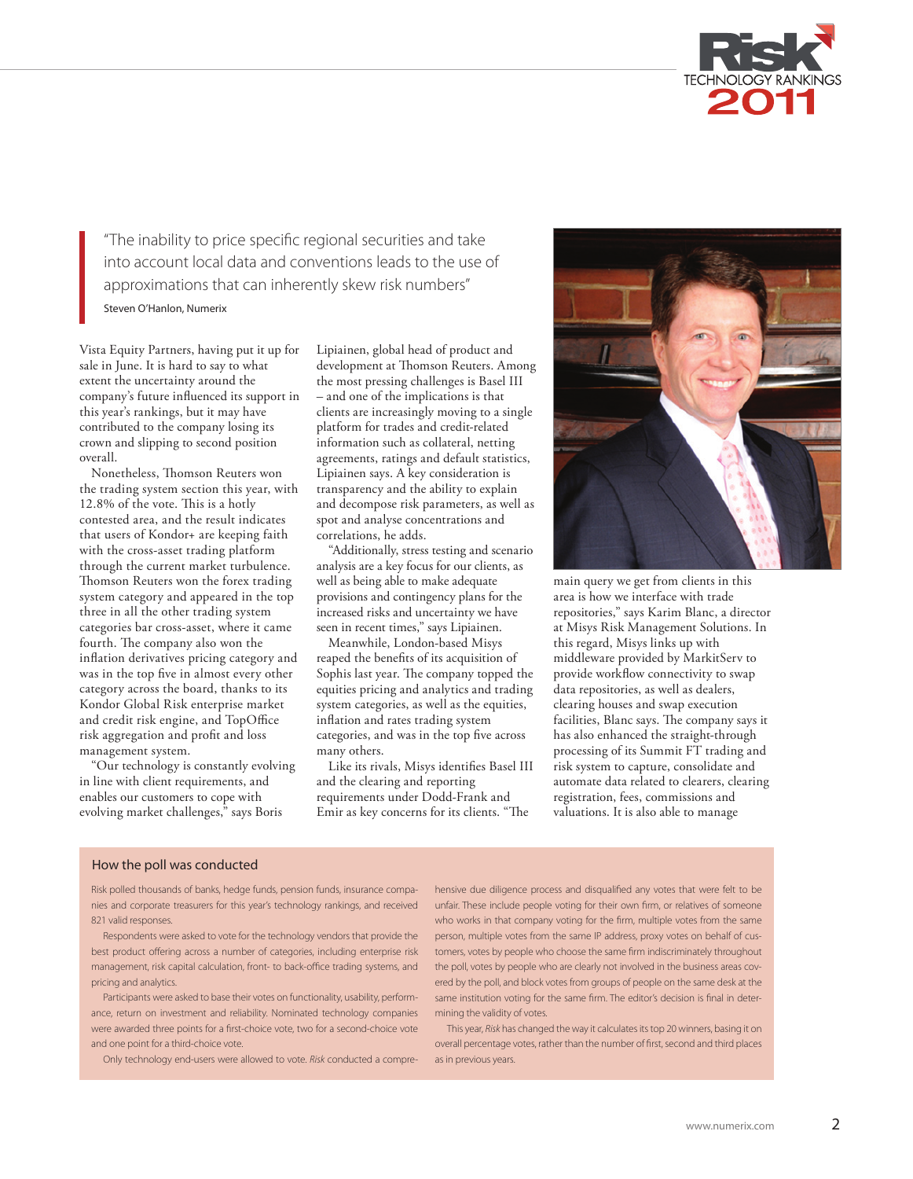> "The inability to price specific regional securities and take into account local data and conventions leads to the use of approximations that can inherently skew risk numbers"
>
> Steven O'Hanlon, Numerix

Vista Equity Partners, having put it up for sale in June. It is hard to say to what extent the uncertainty around the company's future influenced its support in this year's rankings, but it may have contributed to the company losing its crown and slipping to second position overall.

Nonetheless, Thomson Reuters won the trading system section this year, with 12.8% of the vote. This is a hotly contested area, and the result indicates that users of Kondor+ are keeping faith with the cross-asset trading platform through the current market turbulence. Thomson Reuters won the forex trading system category and appeared in the top three in all the other trading system categories bar cross-asset, where it came fourth. The company also won the inflation derivatives pricing category and was in the top five in almost every other category across the board, thanks to its Kondor Global Risk enterprise market and credit risk engine, and TopOffice risk aggregation and profit and loss management system.

"Our technology is constantly evolving in line with client requirements, and enables our customers to cope with evolving market challenges," says Boris Lipiainen, global head of product and development at Thomson Reuters. Among the most pressing challenges is Basel III – and one of the implications is that clients are increasingly moving to a single platform for trades and credit-related information such as collateral, netting agreements, ratings and default statistics, Lipiainen says. A key consideration is transparency and the ability to explain and decompose risk parameters, as well as spot and analyse concentrations and correlations, he adds.

"Additionally, stress testing and scenario analysis are a key focus for our clients, as well as being able to make adequate provisions and contingency plans for the increased risks and uncertainty we have seen in recent times," says Lipiainen.

Meanwhile, London-based Misys reaped the benefits of its acquisition of Sophis last year. The company topped the equities pricing and analytics and trading system categories, as well as the equities, inflation and rates trading system categories, and was in the top five across many others.

Like its rivals, Misys identifies Basel III and the clearing and reporting requirements under Dodd-Frank and Emir as key concerns for its clients. "The main query we get from clients in this area is how we interface with trade repositories," says Karim Blanc, a director at Misys Risk Management Solutions. In this regard, Misys links up with middleware provided by MarkitServ to provide workflow connectivity to swap data repositories, as well as dealers, clearing houses and swap execution facilities, Blanc says. The company says it has also enhanced the straight-through processing of its Summit FT trading and risk system to capture, consolidate and automate data related to clearers, clearing registration, fees, commissions and valuations. It is also able to manage

## How the poll was conducted

Risk polled thousands of banks, hedge funds, pension funds, insurance companies and corporate treasurers for this year's technology rankings, and received 821 valid responses.

Respondents were asked to vote for the technology vendors that provide the best product offering across a number of categories, including enterprise risk management, risk capital calculation, front- to back-office trading systems, and pricing and analytics.

Participants were asked to base their votes on functionality, usability, performance, return on investment and reliability. Nominated technology companies were awarded three points for a first-choice vote, two for a second-choice vote and one point for a third-choice vote.

Only technology end-users were allowed to vote. *Risk* conducted a comprehensive due diligence process and disqualified any votes that were felt to be unfair. These include people voting for their own firm, or relatives of someone who works in that company voting for the firm, multiple votes from the same person, multiple votes from the same IP address, proxy votes on behalf of customers, votes by people who choose the same firm indiscriminately throughout the poll, votes by people who are clearly not involved in the business areas covered by the poll, and block votes from groups of people on the same desk at the same institution voting for the same firm. The editor's decision is final in determining the validity of votes.

This year, *Risk* has changed the way it calculates its top 20 winners, basing it on overall percentage votes, rather than the number of first, second and third places as in previous years.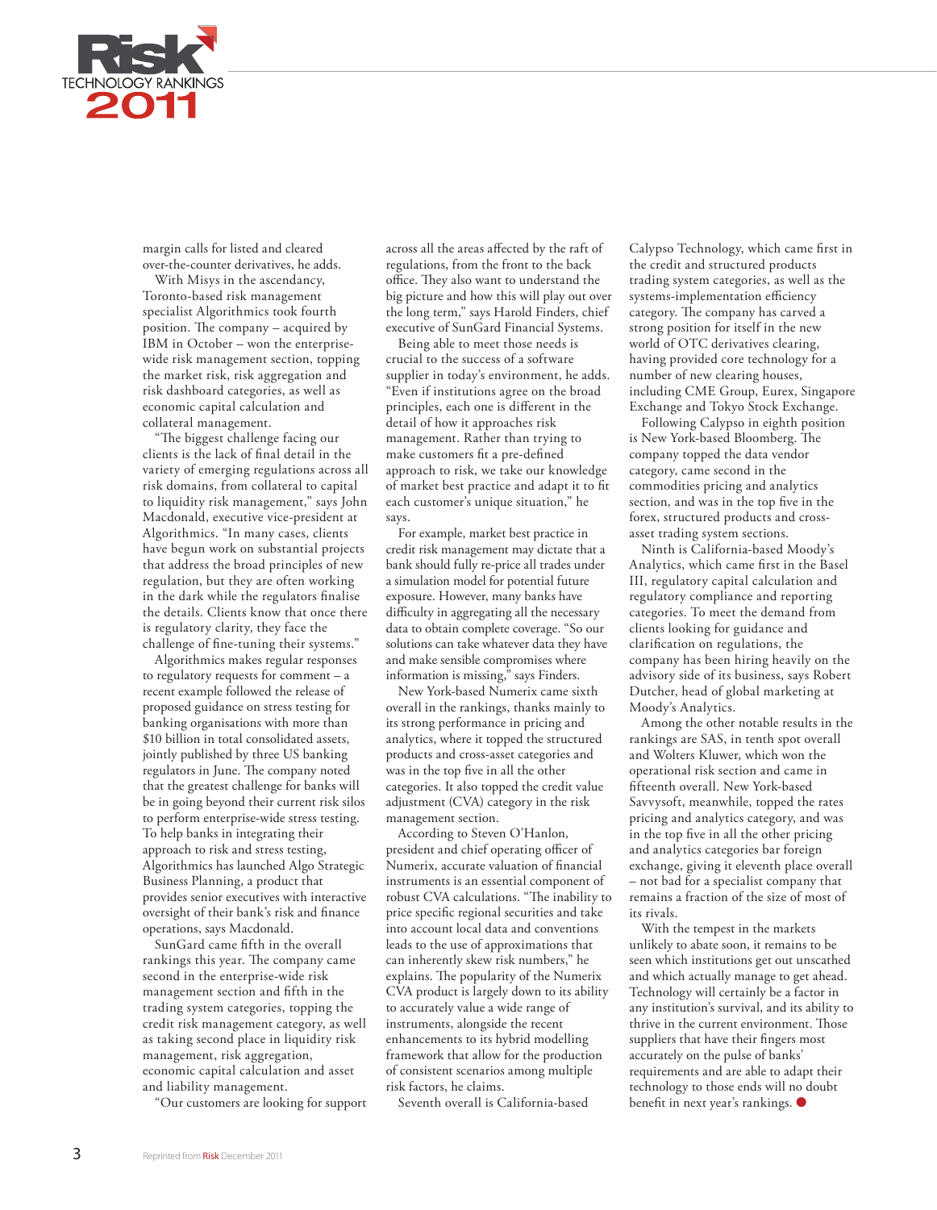margin calls for listed and cleared over-the-counter derivatives, he adds.

With Misys in the ascendancy, Toronto-based risk management specialist Algorithmics took fourth position. The company – acquired by IBM in October – won the enterprise-wide risk management section, topping the market risk, risk aggregation and risk dashboard categories, as well as economic capital calculation and collateral management.

"The biggest challenge facing our clients is the lack of final detail in the variety of emerging regulations across all risk domains, from collateral to capital to liquidity risk management," says John Macdonald, executive vice-president at Algorithmics. "In many cases, clients have begun work on substantial projects that address the broad principles of new regulation, but they are often working in the dark while the regulators finalise the details. Clients know that once there is regulatory clarity, they face the challenge of fine-tuning their systems."

Algorithmics makes regular responses to regulatory requests for comment – a recent example followed the release of proposed guidance on stress testing for banking organisations with more than $10 billion in total consolidated assets, jointly published by three US banking regulators in June. The company noted that the greatest challenge for banks will be in going beyond their current risk silos to perform enterprise-wide stress testing. To help banks in integrating their approach to risk and stress testing, Algorithmics has launched Algo Strategic Business Planning, a product that provides senior executives with interactive oversight of their bank's risk and finance operations, says Macdonald.

SunGard came fifth in the overall rankings this year. The company came second in the enterprise-wide risk management section and fifth in the trading system categories, topping the credit risk management category, as well as taking second place in liquidity risk management, risk aggregation, economic capital calculation and asset and liability management.

"Our customers are looking for support across all the areas affected by the raft of regulations, from the front to the back office. They also want to understand the big picture and how this will play out over the long term," says Harold Finders, chief executive of SunGard Financial Systems.

Being able to meet those needs is crucial to the success of a software supplier in today's environment, he adds. "Even if institutions agree on the broad principles, each one is different in the detail of how it approaches risk management. Rather than trying to make customers fit a pre-defined approach to risk, we take our knowledge of market best practice and adapt it to fit each customer's unique situation," he says.

For example, market best practice in credit risk management may dictate that a bank should fully re-price all trades under a simulation model for potential future exposure. However, many banks have difficulty in aggregating all the necessary data to obtain complete coverage. "So our solutions can take whatever data they have and make sensible compromises where information is missing," says Finders.

New York-based Numerix came sixth overall in the rankings, thanks mainly to its strong performance in pricing and analytics, where it topped the structured products and cross-asset categories and was in the top five in all the other categories. It also topped the credit value adjustment (CVA) category in the risk management section.

According to Steven O'Hanlon, president and chief operating officer of Numerix, accurate valuation of financial instruments is an essential component of robust CVA calculations. "The inability to price specific regional securities and take into account local data and conventions leads to the use of approximations that can inherently skew risk numbers," he explains. The popularity of the Numerix CVA product is largely down to its ability to accurately value a wide range of instruments, alongside the recent enhancements to its hybrid modelling framework that allow for the production of consistent scenarios among multiple risk factors, he claims.

Seventh overall is California-based Calypso Technology, which came first in the credit and structured products trading system categories, as well as the systems-implementation efficiency category. The company has carved a strong position for itself in the new world of OTC derivatives clearing, having provided core technology for a number of new clearing houses, including CME Group, Eurex, Singapore Exchange and Tokyo Stock Exchange.

Following Calypso in eighth position is New York-based Bloomberg. The company topped the data vendor category, came second in the commodities pricing and analytics section, and was in the top five in the forex, structured products and cross-asset trading system sections.

Ninth is California-based Moody's Analytics, which came first in the Basel III, regulatory capital calculation and regulatory compliance and reporting categories. To meet the demand from clients looking for guidance and clarification on regulations, the company has been hiring heavily on the advisory side of its business, says Robert Dutcher, head of global marketing at Moody's Analytics.

Among the other notable results in the rankings are SAS, in tenth spot overall and Wolters Kluwer, which won the operational risk section and came in fifteenth overall. New York-based Savvysoft, meanwhile, topped the rates pricing and analytics category, and was in the top five in all the other pricing and analytics categories bar foreign exchange, giving it eleventh place overall – not bad for a specialist company that remains a fraction of the size of most of its rivals.

With the tempest in the markets unlikely to abate soon, it remains to be seen which institutions get out unscathed and which actually manage to get ahead. Technology will certainly be a factor in any institution's survival, and its ability to thrive in the current environment. Those suppliers that have their fingers most accurately on the pulse of banks' requirements and are able to adapt their technology to those ends will no doubt benefit in next year's rankings. ●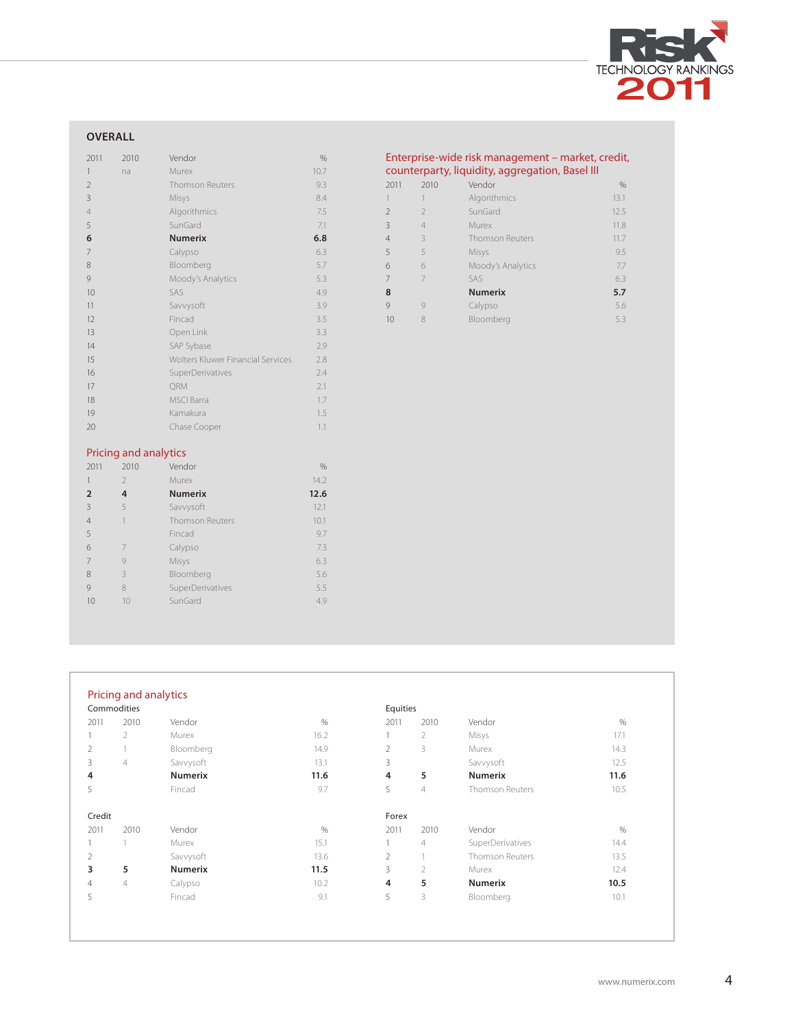## OVERALL

| 2011 | 2010 | Vendor | % |
|---|---|---|---|
| 1 | na | Murex | 10.7 |
| 2 | | Thomson Reuters | 9.3 |
| 3 | | Misys | 8.4 |
| 4 | | Algorithmics | 7.5 |
| 5 | | SunGard | 7.1 |
| **6** | | **Numerix** | **6.8** |
| 7 | | Calypso | 6.3 |
| 8 | | Bloomberg | 5.7 |
| 9 | | Moody's Analytics | 5.3 |
| 10 | | SAS | 4.9 |
| 11 | | Savvysoft | 3.9 |
| 12 | | Fincad | 3.5 |
| 13 | | Open Link | 3.3 |
| 14 | | SAP Sybase | 2.9 |
| 15 | | Wolters Kluwer Financial Services | 2.8 |
| 16 | | SuperDerivatives | 2.4 |
| 17 | | QRM | 2.1 |
| 18 | | MSCI Barra | 1.7 |
| 19 | | Kamakura | 1.5 |
| 20 | | Chase Cooper | 1.1 |

### Pricing and analytics

| 2011 | 2010 | Vendor | % |
|---|---|---|---|
| 1 | 2 | Murex | 14.2 |
| **2** | **4** | **Numerix** | **12.6** |
| 3 | 5 | Savvysoft | 12.1 |
| 4 | 1 | Thomson Reuters | 10.1 |
| 5 | | Fincad | 9.7 |
| 6 | 7 | Calypso | 7.3 |
| 7 | 9 | Misys | 6.3 |
| 8 | 3 | Bloomberg | 5.6 |
| 9 | 8 | SuperDerivatives | 5.5 |
| 10 | 10 | SunGard | 4.9 |

### Enterprise-wide risk management – market, credit, counterparty, liquidity, aggregation, Basel III

| 2011 | 2010 | Vendor | % |
|---|---|---|---|
| 1 | 1 | Algorithmics | 13.1 |
| 2 | 2 | SunGard | 12.5 |
| 3 | 4 | Murex | 11.8 |
| 4 | 3 | Thomson Reuters | 11.7 |
| 5 | 5 | Misys | 9.5 |
| 6 | 6 | Moody's Analytics | 7.7 |
| 7 | 7 | SAS | 6.3 |
| **8** | | **Numerix** | **5.7** |
| 9 | 9 | Calypso | 5.6 |
| 10 | 8 | Bloomberg | 5.3 |

### Pricing and analytics

#### Commodities

| 2011 | 2010 | Vendor | % |
|---|---|---|---|
| 1 | 2 | Murex | 16.2 |
| 2 | 1 | Bloomberg | 14.9 |
| 3 | 4 | Savvysoft | 13.1 |
| **4** | | **Numerix** | **11.6** |
| 5 | | Fincad | 9.7 |

#### Equities

| 2011 | 2010 | Vendor | % |
|---|---|---|---|
| 1 | 2 | Misys | 17.1 |
| 2 | 3 | Murex | 14.3 |
| 3 | | Savvysoft | 12.5 |
| **4** | **5** | **Numerix** | **11.6** |
| 5 | 4 | Thomson Reuters | 10.5 |

#### Credit

| 2011 | 2010 | Vendor | % |
|---|---|---|---|
| 1 | 1 | Murex | 15.1 |
| 2 | | Savvysoft | 13.6 |
| **3** | **5** | **Numerix** | **11.5** |
| 4 | 4 | Calypso | 10.2 |
| 5 | | Fincad | 9.1 |

#### Forex

| 2011 | 2010 | Vendor | % |
|---|---|---|---|
| 1 | 4 | SuperDerivatives | 14.4 |
| 2 | 1 | Thomson Reuters | 13.5 |
| 3 | 2 | Murex | 12.4 |
| **4** | **5** | **Numerix** | **10.5** |
| 5 | 3 | Bloomberg | 10.1 |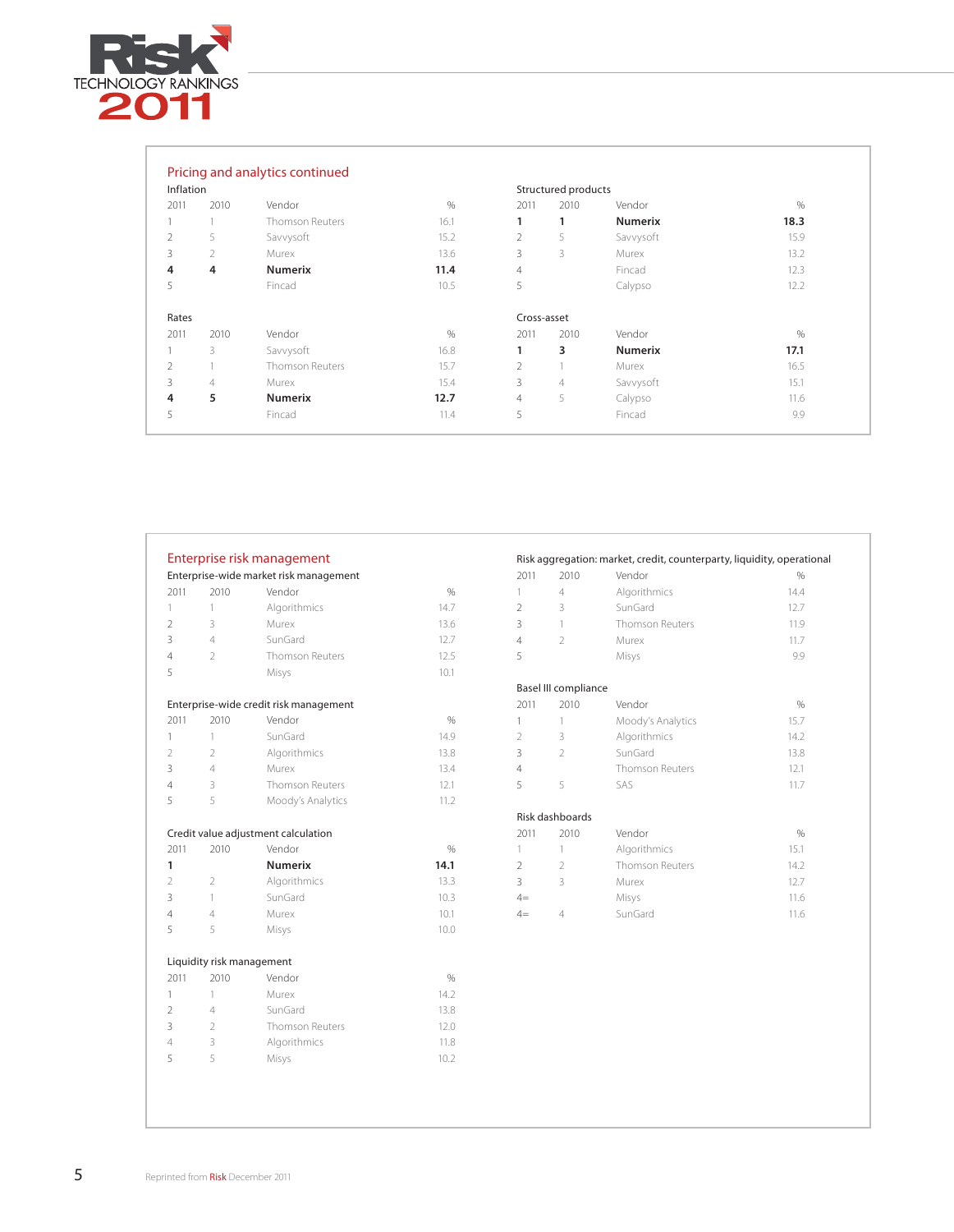## Pricing and analytics continued

### Inflation

| 2011 | 2010 | Vendor | % |
|---|---|---|---|
| 1 | 1 | Thomson Reuters | 16.1 |
| 2 | 5 | Savvysoft | 15.2 |
| 3 | 2 | Murex | 13.6 |
| **4** | **4** | **Numerix** | **11.4** |
| 5 | | Fincad | 10.5 |

### Rates

| 2011 | 2010 | Vendor | % |
|---|---|---|---|
| 1 | 3 | Savvysoft | 16.8 |
| 2 | 1 | Thomson Reuters | 15.7 |
| 3 | 4 | Murex | 15.4 |
| **4** | **5** | **Numerix** | **12.7** |
| 5 | | Fincad | 11.4 |

### Structured products

| 2011 | 2010 | Vendor | % |
|---|---|---|---|
| **1** | **1** | **Numerix** | **18.3** |
| 2 | 5 | Savvysoft | 15.9 |
| 3 | 3 | Murex | 13.2 |
| 4 | | Fincad | 12.3 |
| 5 | | Calypso | 12.2 |

### Cross-asset

| 2011 | 2010 | Vendor | % |
|---|---|---|---|
| **1** | **3** | **Numerix** | **17.1** |
| 2 | 1 | Murex | 16.5 |
| 3 | 4 | Savvysoft | 15.1 |
| 4 | 5 | Calypso | 11.6 |
| 5 | | Fincad | 9.9 |

## Enterprise risk management

### Enterprise-wide market risk management

| 2011 | 2010 | Vendor | % |
|---|---|---|---|
| 1 | 1 | Algorithmics | 14.7 |
| 2 | 3 | Murex | 13.6 |
| 3 | 4 | SunGard | 12.7 |
| 4 | 2 | Thomson Reuters | 12.5 |
| 5 | | Misys | 10.1 |

### Enterprise-wide credit risk management

| 2011 | 2010 | Vendor | % |
|---|---|---|---|
| 1 | 1 | SunGard | 14.9 |
| 2 | 2 | Algorithmics | 13.8 |
| 3 | 4 | Murex | 13.4 |
| 4 | 3 | Thomson Reuters | 12.1 |
| 5 | 5 | Moody's Analytics | 11.2 |

### Credit value adjustment calculation

| 2011 | 2010 | Vendor | % |
|---|---|---|---|
| **1** | | **Numerix** | **14.1** |
| 2 | 2 | Algorithmics | 13.3 |
| 3 | 1 | SunGard | 10.3 |
| 4 | 4 | Murex | 10.1 |
| 5 | 5 | Misys | 10.0 |

### Liquidity risk management

| 2011 | 2010 | Vendor | % |
|---|---|---|---|
| 1 | 1 | Murex | 14.2 |
| 2 | 4 | SunGard | 13.8 |
| 3 | 2 | Thomson Reuters | 12.0 |
| 4 | 3 | Algorithmics | 11.8 |
| 5 | 5 | Misys | 10.2 |

### Risk aggregation: market, credit, counterparty, liquidity, operational

| 2011 | 2010 | Vendor | % |
|---|---|---|---|
| 1 | 4 | Algorithmics | 14.4 |
| 2 | 3 | SunGard | 12.7 |
| 3 | 1 | Thomson Reuters | 11.9 |
| 4 | 2 | Murex | 11.7 |
| 5 | | Misys | 9.9 |

### Basel III compliance

| 2011 | 2010 | Vendor | % |
|---|---|---|---|
| 1 | 1 | Moody's Analytics | 15.7 |
| 2 | 3 | Algorithmics | 14.2 |
| 3 | 2 | SunGard | 13.8 |
| 4 | | Thomson Reuters | 12.1 |
| 5 | 5 | SAS | 11.7 |

### Risk dashboards

| 2011 | 2010 | Vendor | % |
|---|---|---|---|
| 1 | 1 | Algorithmics | 15.1 |
| 2 | 2 | Thomson Reuters | 14.2 |
| 3 | 3 | Murex | 12.7 |
| 4= | | Misys | 11.6 |
| 4= | 4 | SunGard | 11.6 |

Reprinted from Risk December 2011